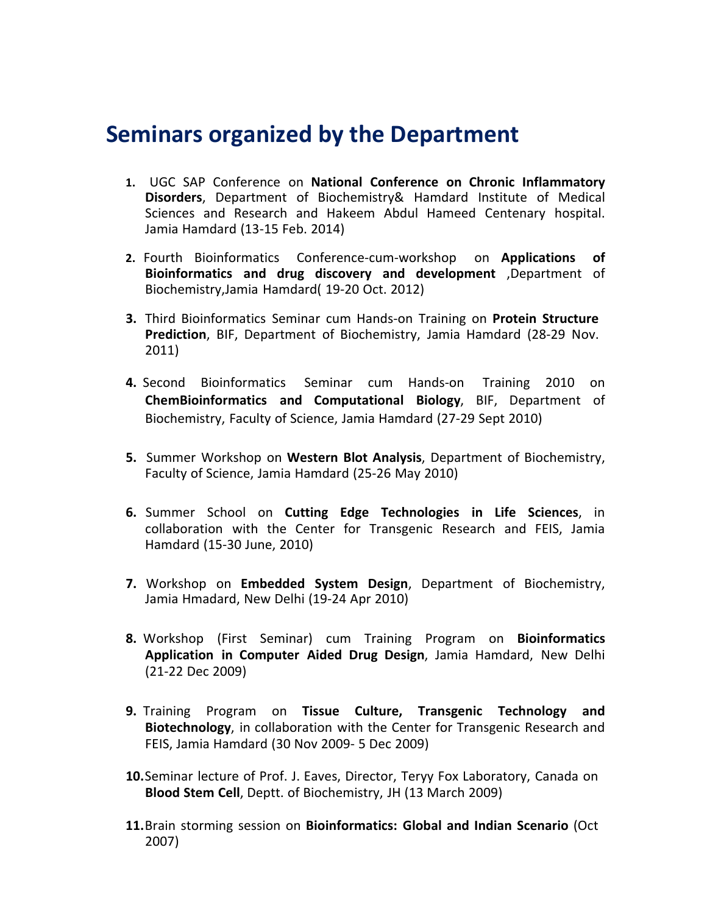# Seminars organized by the Department

1. UGC SAP Conference on **National Conference on Chronic Inflammatory Disorders**, Department of Biochemistry& Hamdard Institute of Medical Sciences and Research and Hakeem Abdul Hameed Centenary hospital. Jamia Hamdard (13-15 Feb. 2014)

2. Fourth Bioinformatics Conference-cum-workshop on **Applications of Bioinformatics and drug discovery and development** ,Department of Biochemistry,Jamia Hamdard( 19-20 Oct. 2012)

3. Third Bioinformatics Seminar cum Hands-on Training on **Protein Structure Prediction**, BIF, Department of Biochemistry, Jamia Hamdard (28-29 Nov. 2011)

4. Second Bioinformatics Seminar cum Hands-on Training 2010 on **ChemBioinformatics and Computational Biology**, BIF, Department of Biochemistry, Faculty of Science, Jamia Hamdard (27-29 Sept 2010)

5. Summer Workshop on **Western Blot Analysis**, Department of Biochemistry, Faculty of Science, Jamia Hamdard (25-26 May 2010)

6. Summer School on **Cutting Edge Technologies in Life Sciences**, in collaboration with the Center for Transgenic Research and FEIS, Jamia Hamdard (15-30 June, 2010)

7. Workshop on **Embedded System Design**, Department of Biochemistry, Jamia Hmadard, New Delhi (19-24 Apr 2010)

8. Workshop (First Seminar) cum Training Program on **Bioinformatics Application in Computer Aided Drug Design**, Jamia Hamdard, New Delhi (21-22 Dec 2009)

9. Training Program on **Tissue Culture, Transgenic Technology and Biotechnology**, in collaboration with the Center for Transgenic Research and FEIS, Jamia Hamdard (30 Nov 2009- 5 Dec 2009)

10. Seminar lecture of Prof. J. Eaves, Director, Teryy Fox Laboratory, Canada on **Blood Stem Cell**, Deptt. of Biochemistry, JH (13 March 2009)

11. Brain storming session on **Bioinformatics: Global and Indian Scenario** (Oct 2007)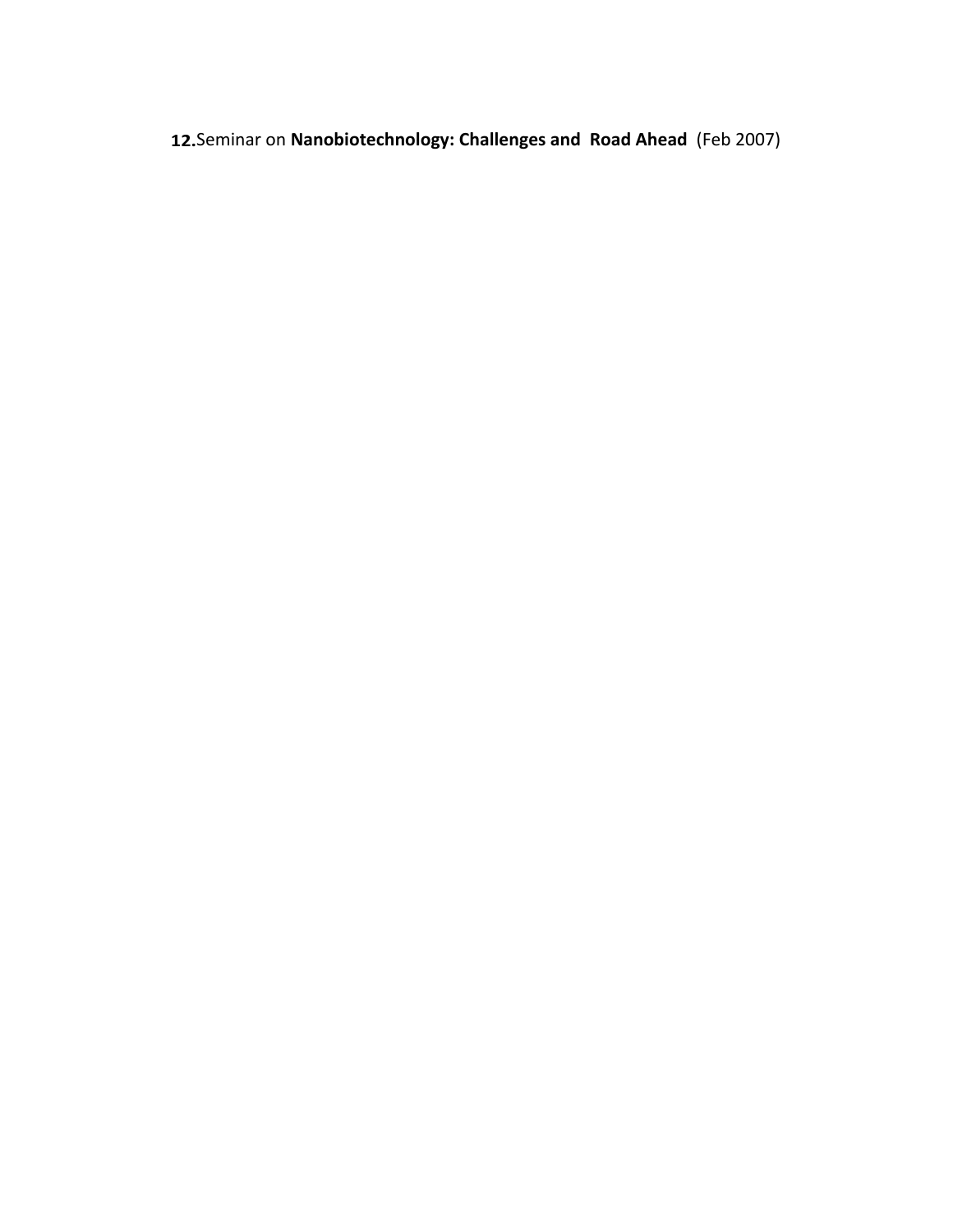**12.**Seminar on **Nanobiotechnology: Challenges and Road Ahead** (Feb 2007)